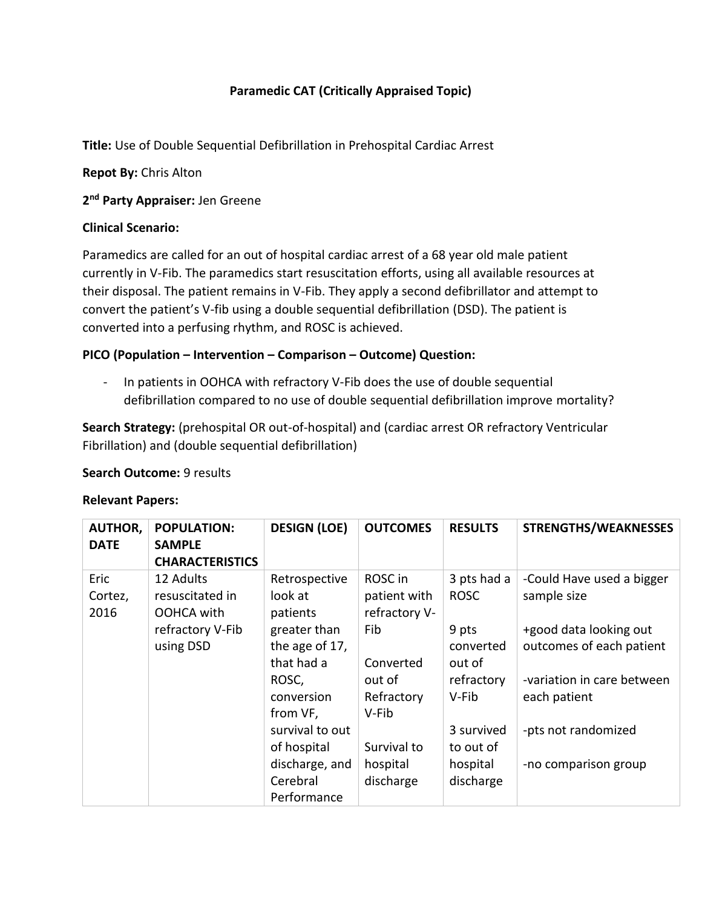# Paramedic CAT (Critically Appraised Topic)

**Title:** Use of Double Sequential Defibrillation in Prehospital Cardiac Arrest

**Repot By:** Chris Alton

**2nd Party Appraiser:** Jen Greene

**Clinical Scenario:**

Paramedics are called for an out of hospital cardiac arrest of a 68 year old male patient currently in V-Fib. The paramedics start resuscitation efforts, using all available resources at their disposal. The patient remains in V-Fib. They apply a second defibrillator and attempt to convert the patient's V-fib using a double sequential defibrillation (DSD). The patient is converted into a perfusing rhythm, and ROSC is achieved.

**PICO (Population – Intervention – Comparison – Outcome) Question:**

- In patients in OOHCA with refractory V-Fib does the use of double sequential defibrillation compared to no use of double sequential defibrillation improve mortality?

**Search Strategy:** (prehospital OR out-of-hospital) and (cardiac arrest OR refractory Ventricular Fibrillation) and (double sequential defibrillation)

**Search Outcome:** 9 results

**Relevant Papers:**

| AUTHOR, DATE | POPULATION: SAMPLE CHARACTERISTICS | DESIGN (LOE) | OUTCOMES | RESULTS | STRENGTHS/WEAKNESSES |
|---|---|---|---|---|---|
| Eric Cortez, 2016 | 12 Adults resuscitated in OOHCA with refractory V-Fib using DSD | Retrospective look at patients greater than the age of 17, that had a ROSC, conversion from VF, survival to out of hospital discharge, and Cerebral Performance | ROSC in patient with refractory V-Fib<br><br>Converted out of Refractory V-Fib<br><br>Survival to hospital discharge | 3 pts had a ROSC<br><br>9 pts converted out of refractory V-Fib<br><br>3 survived to out of hospital discharge | -Could Have used a bigger sample size<br><br>+good data looking out outcomes of each patient<br><br>-variation in care between each patient<br><br>-pts not randomized<br><br>-no comparison group |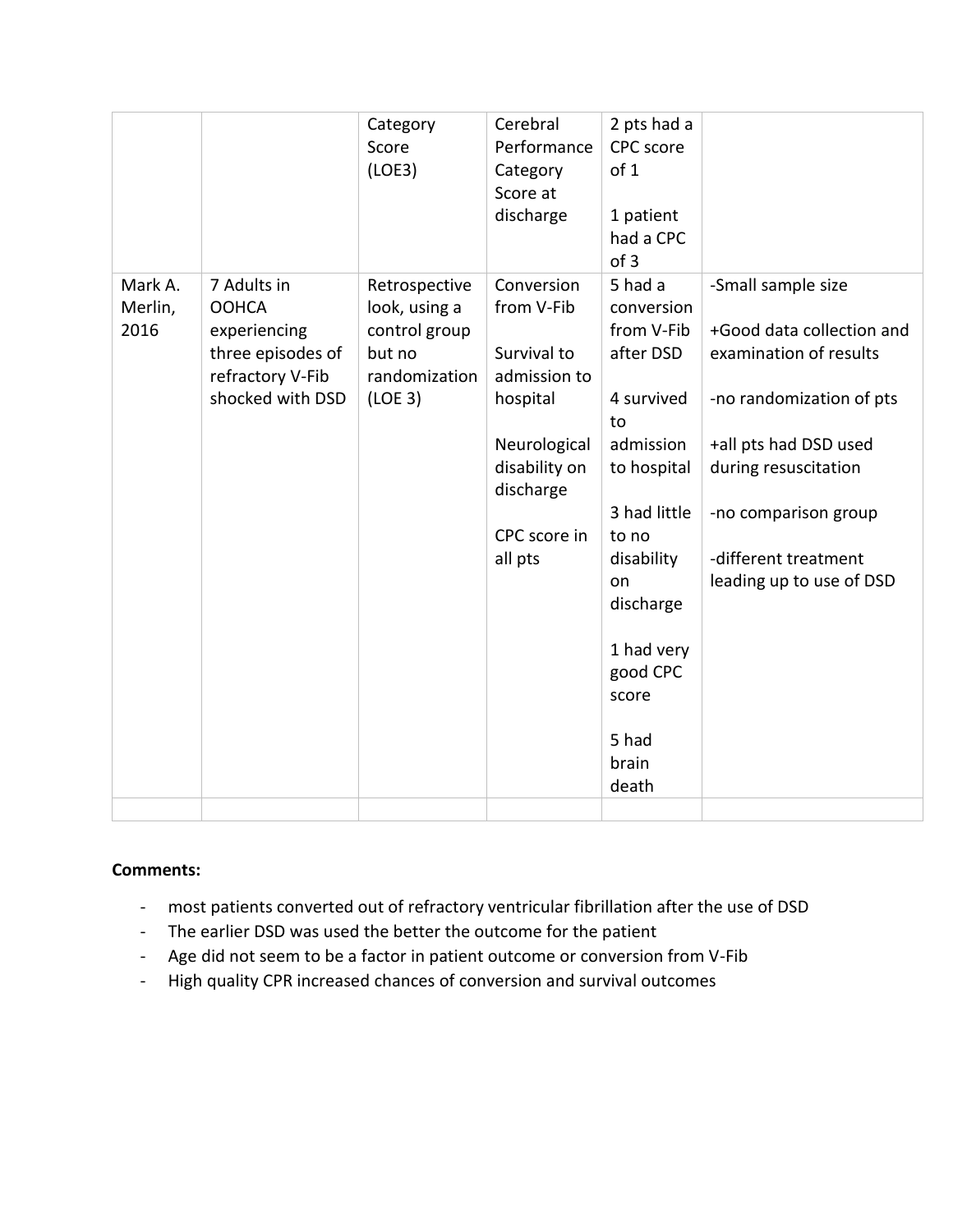| | | | | | |
|---|---|---|---|---|---|
| | | Category Score (LOE3) | Cerebral Performance Category Score at discharge | 2 pts had a CPC score of 1<br><br>1 patient had a CPC of 3 | |
| Mark A. Merlin, 2016 | 7 Adults in OOHCA experiencing three episodes of refractory V-Fib shocked with DSD | Retrospective look, using a control group but no randomization (LOE 3) | Conversion from V-Fib<br><br>Survival to admission to hospital<br><br>Neurological disability on discharge<br><br>CPC score in all pts | 5 had a conversion from V-Fib after DSD<br><br>4 survived to admission to hospital<br><br>3 had little to no disability on discharge<br><br>1 had very good CPC score<br><br>5 had brain death | -Small sample size<br><br>+Good data collection and examination of results<br><br>-no randomization of pts<br><br>+all pts had DSD used during resuscitation<br><br>-no comparison group<br><br>-different treatment leading up to use of DSD |
| | | | | | |

**Comments:**

- most patients converted out of refractory ventricular fibrillation after the use of DSD
- The earlier DSD was used the better the outcome for the patient
- Age did not seem to be a factor in patient outcome or conversion from V-Fib
- High quality CPR increased chances of conversion and survival outcomes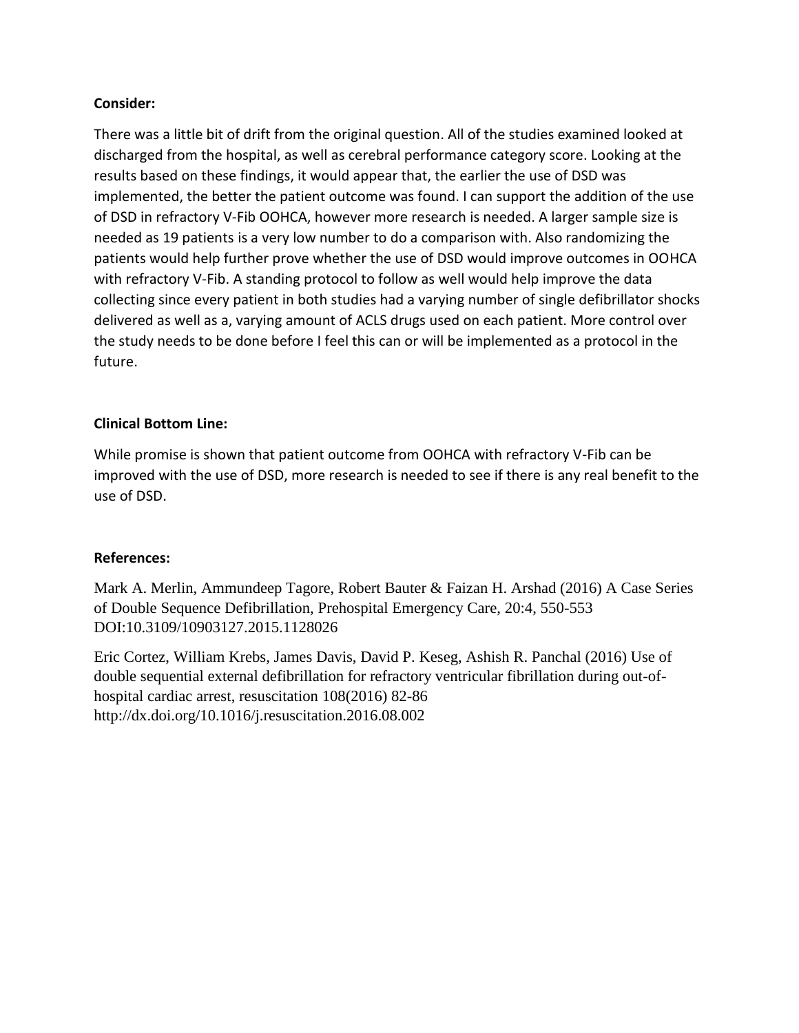**Consider:**

There was a little bit of drift from the original question. All of the studies examined looked at discharged from the hospital, as well as cerebral performance category score. Looking at the results based on these findings, it would appear that, the earlier the use of DSD was implemented, the better the patient outcome was found. I can support the addition of the use of DSD in refractory V-Fib OOHCA, however more research is needed. A larger sample size is needed as 19 patients is a very low number to do a comparison with. Also randomizing the patients would help further prove whether the use of DSD would improve outcomes in OOHCA with refractory V-Fib. A standing protocol to follow as well would help improve the data collecting since every patient in both studies had a varying number of single defibrillator shocks delivered as well as a, varying amount of ACLS drugs used on each patient. More control over the study needs to be done before I feel this can or will be implemented as a protocol in the future.

**Clinical Bottom Line:**

While promise is shown that patient outcome from OOHCA with refractory V-Fib can be improved with the use of DSD, more research is needed to see if there is any real benefit to the use of DSD.

**References:**

Mark A. Merlin, Ammundeep Tagore, Robert Bauter & Faizan H. Arshad (2016) A Case Series of Double Sequence Defibrillation, Prehospital Emergency Care, 20:4, 550-553 DOI:10.3109/10903127.2015.1128026

Eric Cortez, William Krebs, James Davis, David P. Keseg, Ashish R. Panchal (2016) Use of double sequential external defibrillation for refractory ventricular fibrillation during out-of-hospital cardiac arrest, resuscitation 108(2016) 82-86 http://dx.doi.org/10.1016/j.resuscitation.2016.08.002